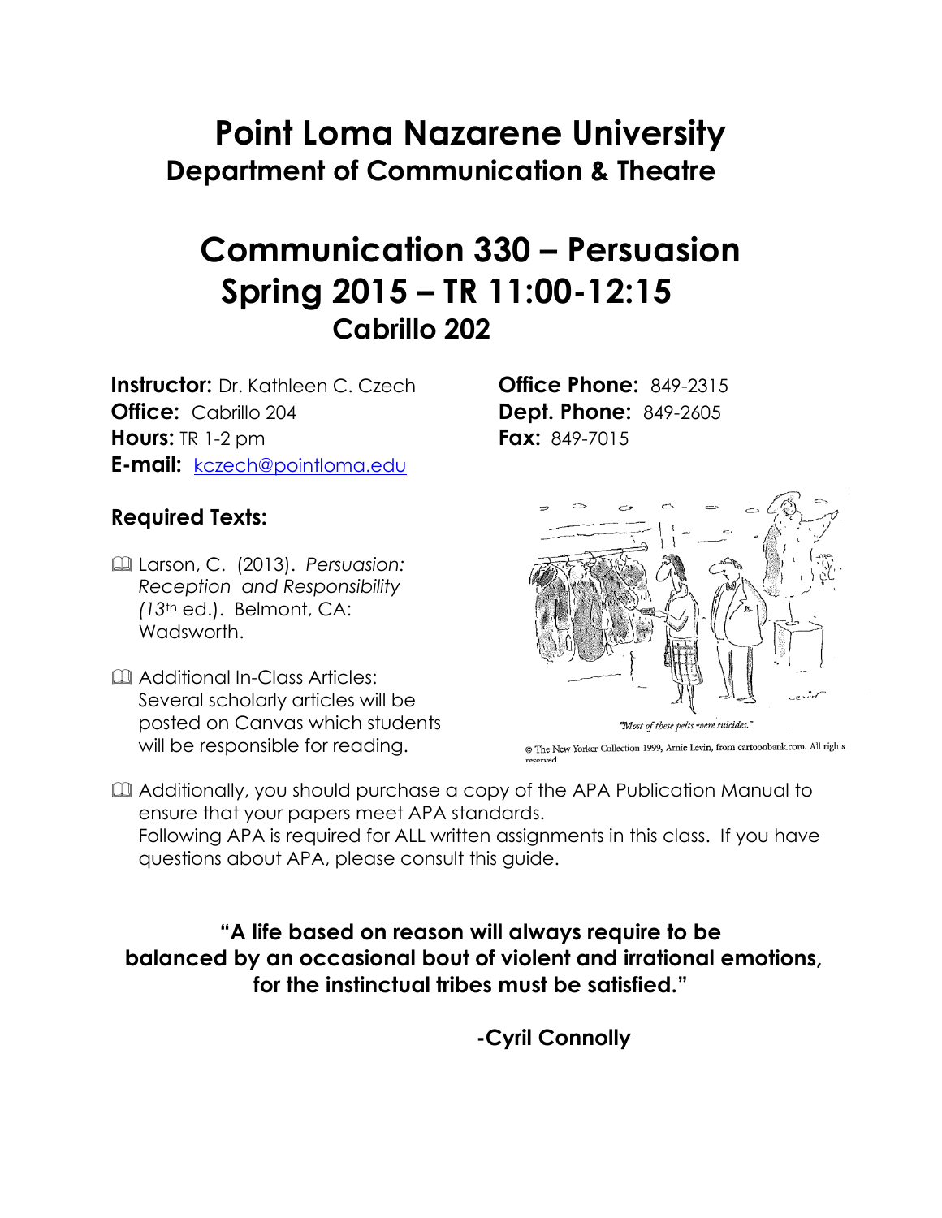# Point Loma Nazarene University

## Department of Communication & Theatre

# Communication 330 – Persuasion

## Spring 2015 – TR 11:00-12:15

### Cabrillo 202

**Instructor:** Dr. Kathleen C. Czech
**Office:** Cabrillo 204
**Hours:** TR 1-2 pm
**E-mail:** kczech@pointloma.edu

**Office Phone:** 849-2315
**Dept. Phone:** 849-2605
**Fax:** 849-7015

### Required Texts:

- Larson, C. (2013). *Persuasion: Reception and Responsibility (13th* ed.). Belmont, CA: Wadsworth.
- Additional In-Class Articles: Several scholarly articles will be posted on Canvas which students will be responsible for reading.

*"Most of these pelts were suicides."*

© The New Yorker Collection 1999, Arnie Levin, from cartoonbank.com. All rights reserved

- Additionally, you should purchase a copy of the APA Publication Manual to ensure that your papers meet APA standards. Following APA is required for ALL written assignments in this class. If you have questions about APA, please consult this guide.

**"A life based on reason will always require to be balanced by an occasional bout of violent and irrational emotions, for the instinctual tribes must be satisfied."**

**-Cyril Connolly**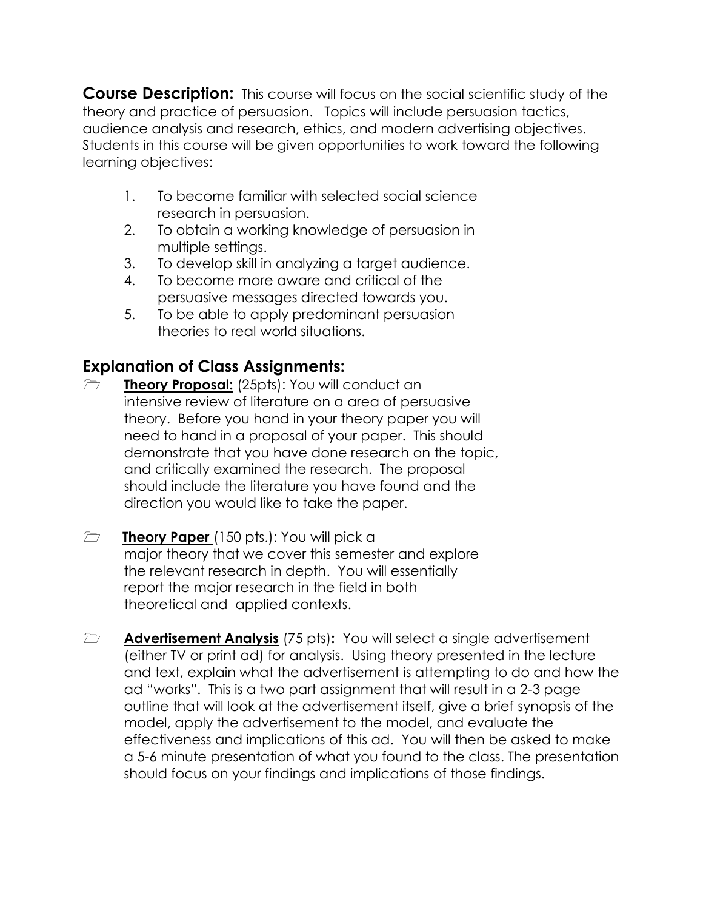**Course Description:** This course will focus on the social scientific study of the theory and practice of persuasion. Topics will include persuasion tactics, audience analysis and research, ethics, and modern advertising objectives. Students in this course will be given opportunities to work toward the following learning objectives:

1. To become familiar with selected social science research in persuasion.
2. To obtain a working knowledge of persuasion in multiple settings.
3. To develop skill in analyzing a target audience.
4. To become more aware and critical of the persuasive messages directed towards you.
5. To be able to apply predominant persuasion theories to real world situations.

## Explanation of Class Assignments:

- **Theory Proposal:** (25pts): You will conduct an intensive review of literature on a area of persuasive theory. Before you hand in your theory paper you will need to hand in a proposal of your paper. This should demonstrate that you have done research on the topic, and critically examined the research. The proposal should include the literature you have found and the direction you would like to take the paper.

- **Theory Paper** (150 pts.): You will pick a major theory that we cover this semester and explore the relevant research in depth. You will essentially report the major research in the field in both theoretical and applied contexts.

- **Advertisement Analysis** (75 pts)**:** You will select a single advertisement (either TV or print ad) for analysis. Using theory presented in the lecture and text, explain what the advertisement is attempting to do and how the ad "works". This is a two part assignment that will result in a 2-3 page outline that will look at the advertisement itself, give a brief synopsis of the model, apply the advertisement to the model, and evaluate the effectiveness and implications of this ad. You will then be asked to make a 5-6 minute presentation of what you found to the class. The presentation should focus on your findings and implications of those findings.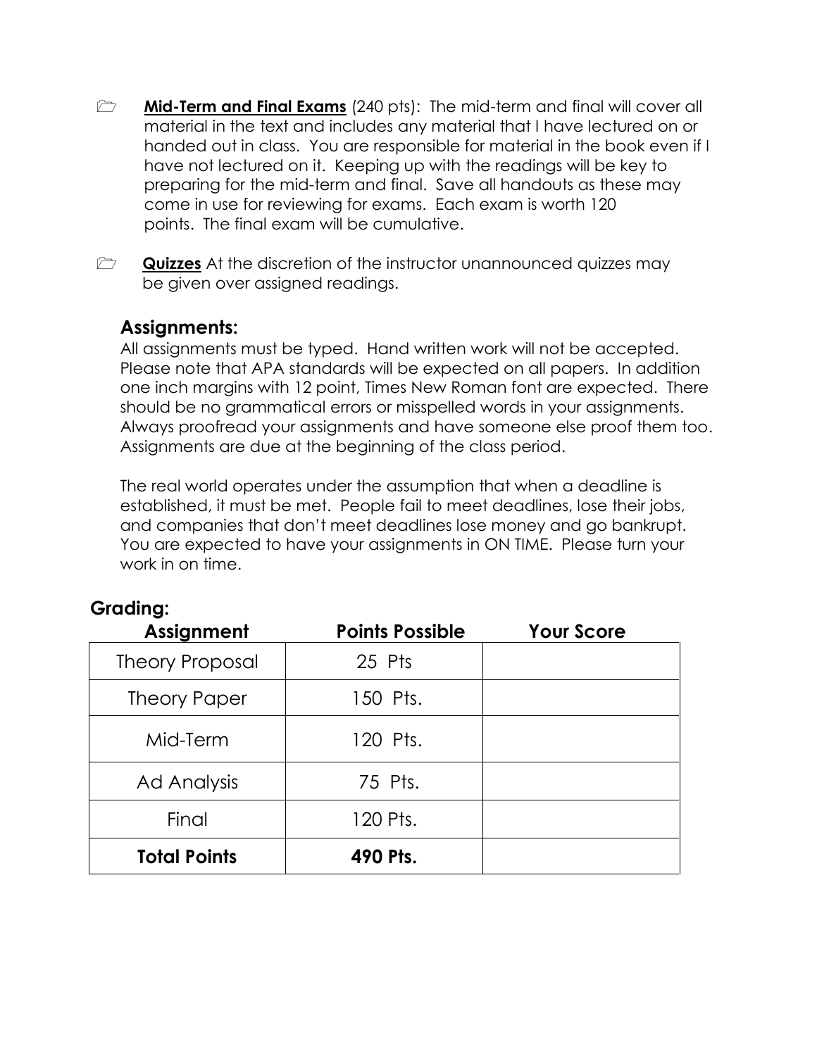- **Mid-Term and Final Exams** (240 pts): The mid-term and final will cover all material in the text and includes any material that I have lectured on or handed out in class. You are responsible for material in the book even if I have not lectured on it. Keeping up with the readings will be key to preparing for the mid-term and final. Save all handouts as these may come in use for reviewing for exams. Each exam is worth 120 points. The final exam will be cumulative.

- **Quizzes** At the discretion of the instructor unannounced quizzes may be given over assigned readings.

## Assignments:

All assignments must be typed. Hand written work will not be accepted. Please note that APA standards will be expected on all papers. In addition one inch margins with 12 point, Times New Roman font are expected. There should be no grammatical errors or misspelled words in your assignments. Always proofread your assignments and have someone else proof them too. Assignments are due at the beginning of the class period.

The real world operates under the assumption that when a deadline is established, it must be met. People fail to meet deadlines, lose their jobs, and companies that don't meet deadlines lose money and go bankrupt. You are expected to have your assignments in ON TIME. Please turn your work in on time.

## Grading:

| Assignment | Points Possible | Your Score |
|---|---|---|
| Theory Proposal | 25 Pts | |
| Theory Paper | 150 Pts. | |
| Mid-Term | 120 Pts. | |
| Ad Analysis | 75 Pts. | |
| Final | 120 Pts. | |
| **Total Points** | **490 Pts.** | |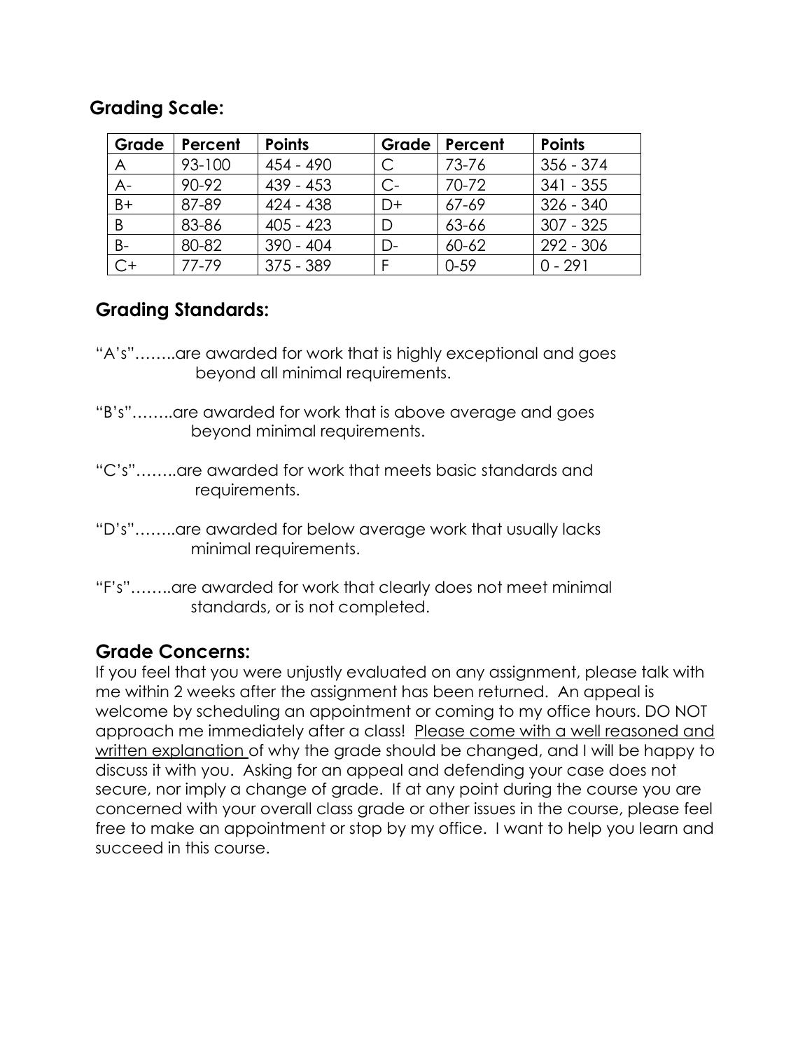## Grading Scale:

| Grade | Percent | Points | Grade | Percent | Points |
|---|---|---|---|---|---|
| A | 93-100 | 454 - 490 | C | 73-76 | 356 - 374 |
| A- | 90-92 | 439 - 453 | C- | 70-72 | 341 - 355 |
| B+ | 87-89 | 424 - 438 | D+ | 67-69 | 326 - 340 |
| B | 83-86 | 405 - 423 | D | 63-66 | 307 - 325 |
| B- | 80-82 | 390 - 404 | D- | 60-62 | 292 - 306 |
| C+ | 77-79 | 375 - 389 | F | 0-59 | 0 - 291 |

## Grading Standards:

"A's"……..are awarded for work that is highly exceptional and goes beyond all minimal requirements.

"B's"……..are awarded for work that is above average and goes beyond minimal requirements.

"C's"……..are awarded for work that meets basic standards and requirements.

"D's"……..are awarded for below average work that usually lacks minimal requirements.

"F's"……..are awarded for work that clearly does not meet minimal standards, or is not completed.

## Grade Concerns:

If you feel that you were unjustly evaluated on any assignment, please talk with me within 2 weeks after the assignment has been returned. An appeal is welcome by scheduling an appointment or coming to my office hours. DO NOT approach me immediately after a class! Please come with a well reasoned and written explanation of why the grade should be changed, and I will be happy to discuss it with you. Asking for an appeal and defending your case does not secure, nor imply a change of grade. If at any point during the course you are concerned with your overall class grade or other issues in the course, please feel free to make an appointment or stop by my office. I want to help you learn and succeed in this course.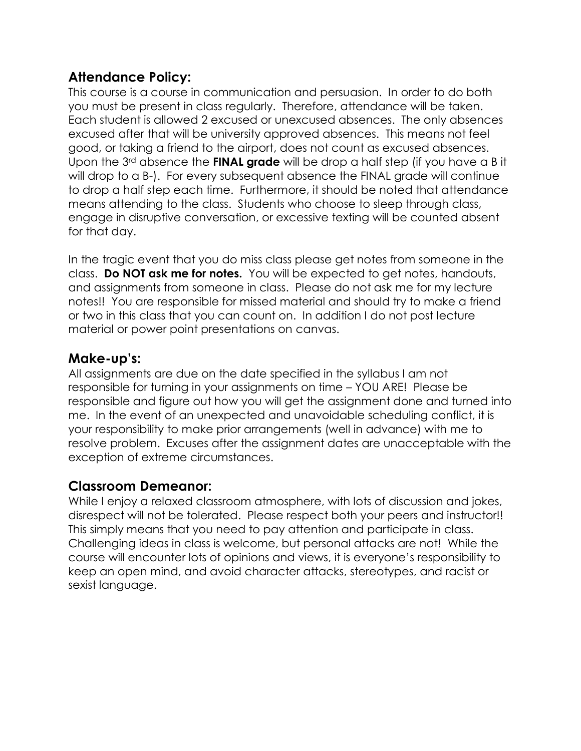## Attendance Policy:

This course is a course in communication and persuasion. In order to do both you must be present in class regularly. Therefore, attendance will be taken. Each student is allowed 2 excused or unexcused absences. The only absences excused after that will be university approved absences. This means not feel good, or taking a friend to the airport, does not count as excused absences. Upon the 3rd absence the **FINAL grade** will be drop a half step (if you have a B it will drop to a B-). For every subsequent absence the FINAL grade will continue to drop a half step each time. Furthermore, it should be noted that attendance means attending to the class. Students who choose to sleep through class, engage in disruptive conversation, or excessive texting will be counted absent for that day.

In the tragic event that you do miss class please get notes from someone in the class. **Do NOT ask me for notes.** You will be expected to get notes, handouts, and assignments from someone in class. Please do not ask me for my lecture notes!! You are responsible for missed material and should try to make a friend or two in this class that you can count on. In addition I do not post lecture material or power point presentations on canvas.

## Make-up's:

All assignments are due on the date specified in the syllabus I am not responsible for turning in your assignments on time – YOU ARE! Please be responsible and figure out how you will get the assignment done and turned into me. In the event of an unexpected and unavoidable scheduling conflict, it is your responsibility to make prior arrangements (well in advance) with me to resolve problem. Excuses after the assignment dates are unacceptable with the exception of extreme circumstances.

## Classroom Demeanor:

While I enjoy a relaxed classroom atmosphere, with lots of discussion and jokes, disrespect will not be tolerated. Please respect both your peers and instructor!! This simply means that you need to pay attention and participate in class. Challenging ideas in class is welcome, but personal attacks are not! While the course will encounter lots of opinions and views, it is everyone's responsibility to keep an open mind, and avoid character attacks, stereotypes, and racist or sexist language.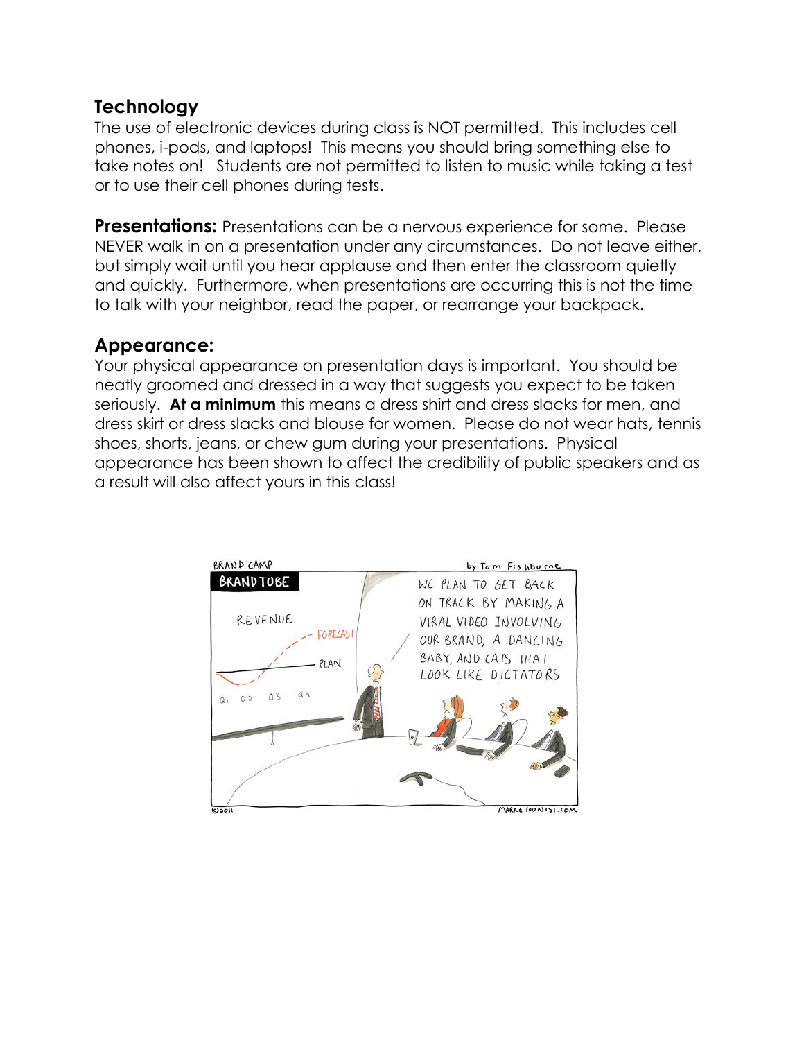## Technology

The use of electronic devices during class is NOT permitted. This includes cell phones, i-pods, and laptops! This means you should bring something else to take notes on! Students are not permitted to listen to music while taking a test or to use their cell phones during tests.

## Presentations:

Presentations can be a nervous experience for some. Please NEVER walk in on a presentation under any circumstances. Do not leave either, but simply wait until you hear applause and then enter the classroom quietly and quickly. Furthermore, when presentations are occurring this is not the time to talk with your neighbor, read the paper, or rearrange your backpack**.**

## Appearance:

Your physical appearance on presentation days is important. You should be neatly groomed and dressed in a way that suggests you expect to be taken seriously. **At a minimum** this means a dress shirt and dress slacks for men, and dress skirt or dress slacks and blouse for women. Please do not wear hats, tennis shoes, shorts, jeans, or chew gum during your presentations. Physical appearance has been shown to affect the credibility of public speakers and as a result will also affect yours in this class!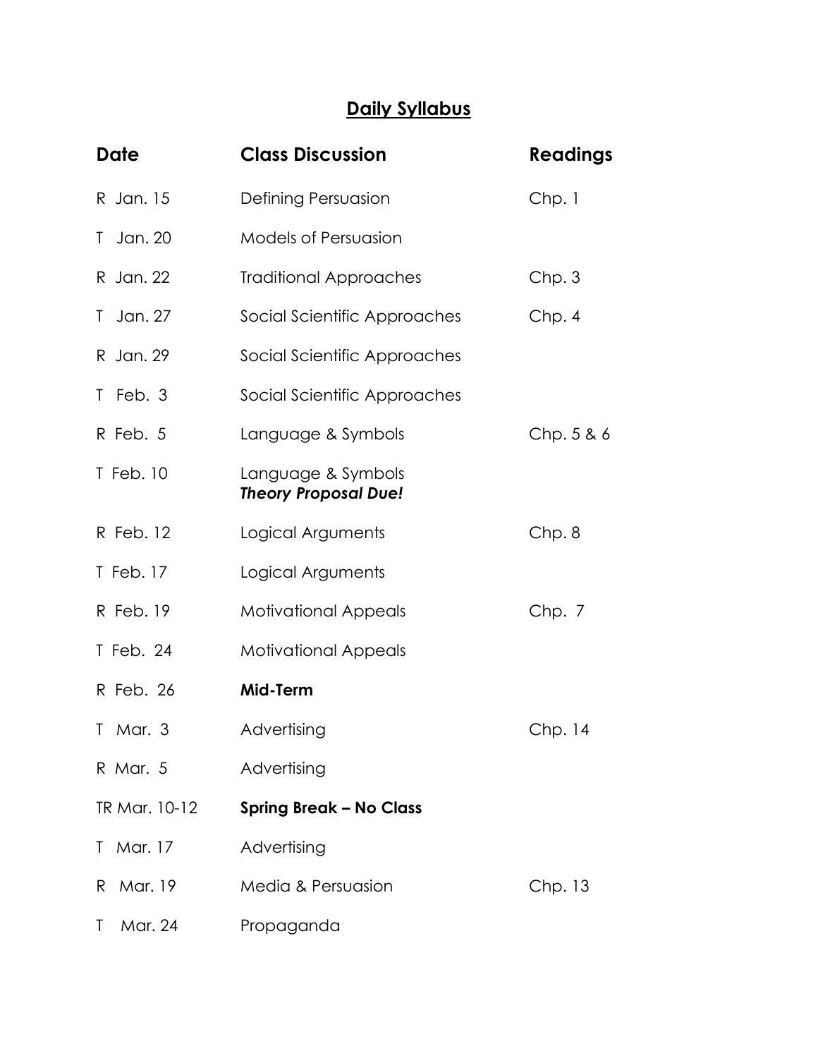## **Daily Syllabus**

| Date | Class Discussion | Readings |
|---|---|---|
| R Jan. 15 | Defining Persuasion | Chp. 1 |
| T Jan. 20 | Models of Persuasion | |
| R Jan. 22 | Traditional Approaches | Chp. 3 |
| T Jan. 27 | Social Scientific Approaches | Chp. 4 |
| R Jan. 29 | Social Scientific Approaches | |
| T Feb. 3 | Social Scientific Approaches | |
| R Feb. 5 | Language & Symbols | Chp. 5 & 6 |
| T Feb. 10 | Language & Symbols ***Theory Proposal Due!*** | |
| R Feb. 12 | Logical Arguments | Chp. 8 |
| T Feb. 17 | Logical Arguments | |
| R Feb. 19 | Motivational Appeals | Chp. 7 |
| T Feb. 24 | Motivational Appeals | |
| R Feb. 26 | **Mid-Term** | |
| T Mar. 3 | Advertising | Chp. 14 |
| R Mar. 5 | Advertising | |
| TR Mar. 10-12 | **Spring Break – No Class** | |
| T Mar. 17 | Advertising | |
| R Mar. 19 | Media & Persuasion | Chp. 13 |
| T Mar. 24 | Propaganda | |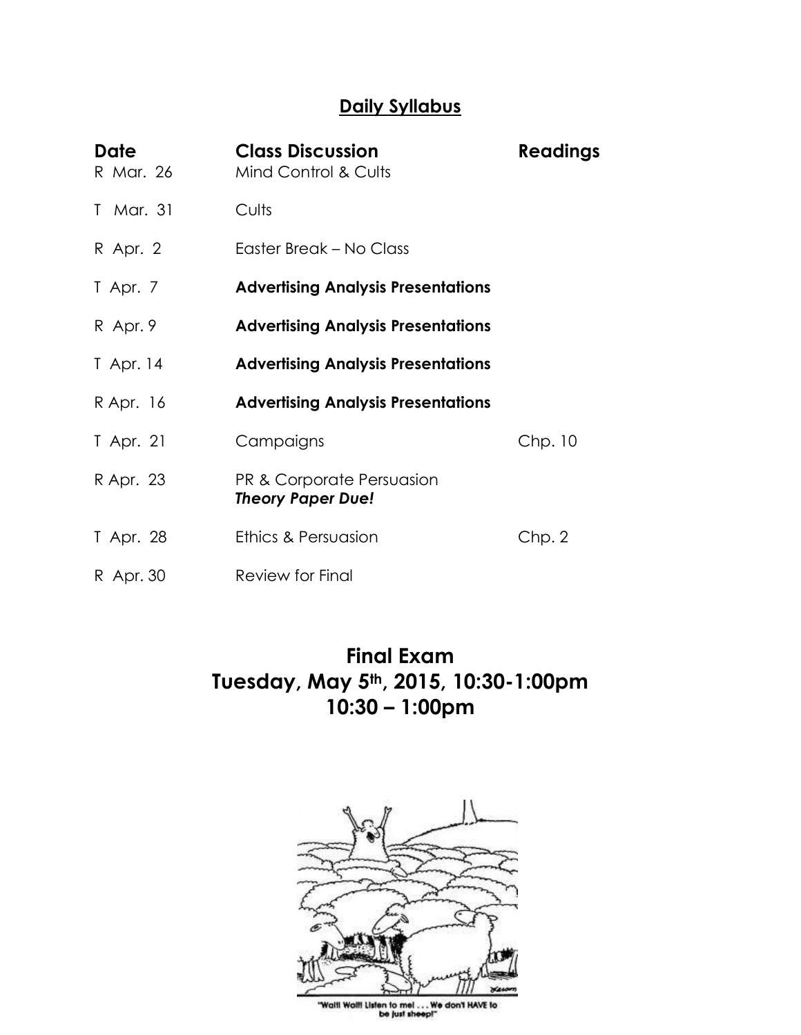## Daily Syllabus

| Date | Class Discussion | Readings |
|---|---|---|
| R Mar. 26 | Mind Control & Cults | |
| T Mar. 31 | Cults | |
| R Apr. 2 | Easter Break – No Class | |
| T Apr. 7 | **Advertising Analysis Presentations** | |
| R Apr. 9 | **Advertising Analysis Presentations** | |
| T Apr. 14 | **Advertising Analysis Presentations** | |
| R Apr. 16 | **Advertising Analysis Presentations** | |
| T Apr. 21 | Campaigns | Chp. 10 |
| R Apr. 23 | PR & Corporate Persuasion ***Theory Paper Due!*** | |
| T Apr. 28 | Ethics & Persuasion | Chp. 2 |
| R Apr. 30 | Review for Final | |

## Final Exam
## Tuesday, May 5th, 2015, 10:30-1:00pm
## 10:30 – 1:00pm

"Wait! Wait! Listen to me! . . . We don't HAVE to be just sheep!"